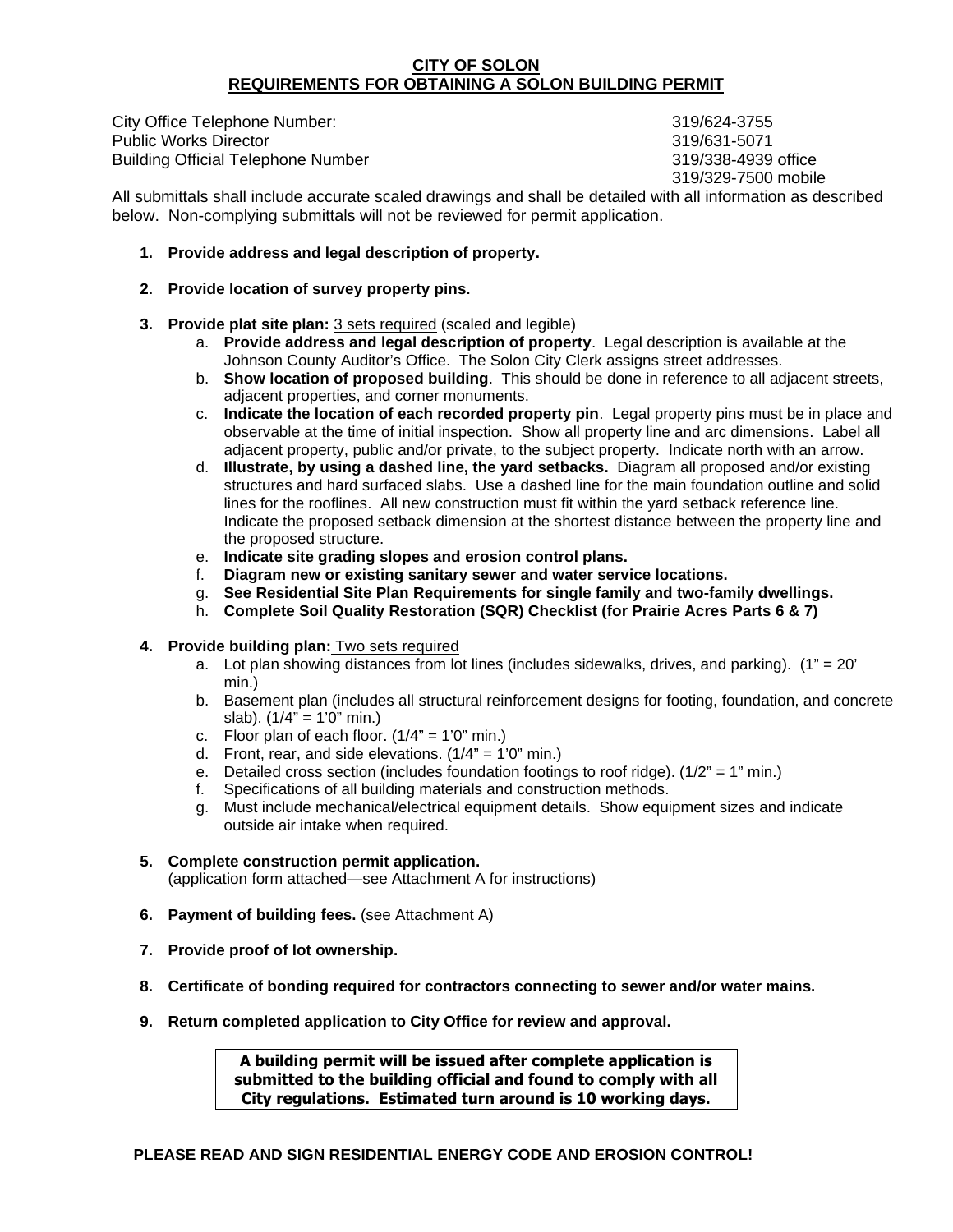# CITY OF SOLON
## REQUIREMENTS FOR OBTAINING A SOLON BUILDING PERMIT

| | |
|---|---|
| City Office Telephone Number: | 319/624-3755 |
| Public Works Director | 319/631-5071 |
| Building Official Telephone Number | 319/338-4939 office |
| | 319/329-7500 mobile |

All submittals shall include accurate scaled drawings and shall be detailed with all information as described below. Non-complying submittals will not be reviewed for permit application.

1. **Provide address and legal description of property.**

2. **Provide location of survey property pins.**

3. **Provide plat site plan:** <u>3 sets required</u> (scaled and legible)
   a. **Provide address and legal description of property**. Legal description is available at the Johnson County Auditor's Office. The Solon City Clerk assigns street addresses.
   b. **Show location of proposed building**. This should be done in reference to all adjacent streets, adjacent properties, and corner monuments.
   c. **Indicate the location of each recorded property pin**. Legal property pins must be in place and observable at the time of initial inspection. Show all property line and arc dimensions. Label all adjacent property, public and/or private, to the subject property. Indicate north with an arrow.
   d. **Illustrate, by using a dashed line, the yard setbacks.** Diagram all proposed and/or existing structures and hard surfaced slabs. Use a dashed line for the main foundation outline and solid lines for the rooflines. All new construction must fit within the yard setback reference line. Indicate the proposed setback dimension at the shortest distance between the property line and the proposed structure.
   e. **Indicate site grading slopes and erosion control plans.**
   f. **Diagram new or existing sanitary sewer and water service locations.**
   g. **See Residential Site Plan Requirements for single family and two-family dwellings.**
   h. **Complete Soil Quality Restoration (SQR) Checklist (for Prairie Acres Parts 6 & 7)**

4. **Provide building plan:** <u>Two sets required</u>
   a. Lot plan showing distances from lot lines (includes sidewalks, drives, and parking). (1" = 20' min.)
   b. Basement plan (includes all structural reinforcement designs for footing, foundation, and concrete slab). (1/4" = 1'0" min.)
   c. Floor plan of each floor. (1/4" = 1'0" min.)
   d. Front, rear, and side elevations. (1/4" = 1'0" min.)
   e. Detailed cross section (includes foundation footings to roof ridge). (1/2" = 1" min.)
   f. Specifications of all building materials and construction methods.
   g. Must include mechanical/electrical equipment details. Show equipment sizes and indicate outside air intake when required.

5. **Complete construction permit application.**
   (application form attached—see Attachment A for instructions)

6. **Payment of building fees.** (see Attachment A)

7. **Provide proof of lot ownership.**

8. **Certificate of bonding required for contractors connecting to sewer and/or water mains.**

9. **Return completed application to City Office for review and approval.**

> **A building permit will be issued after complete application is submitted to the building official and found to comply with all City regulations. Estimated turn around is 10 working days.**

**PLEASE READ AND SIGN RESIDENTIAL ENERGY CODE AND EROSION CONTROL!**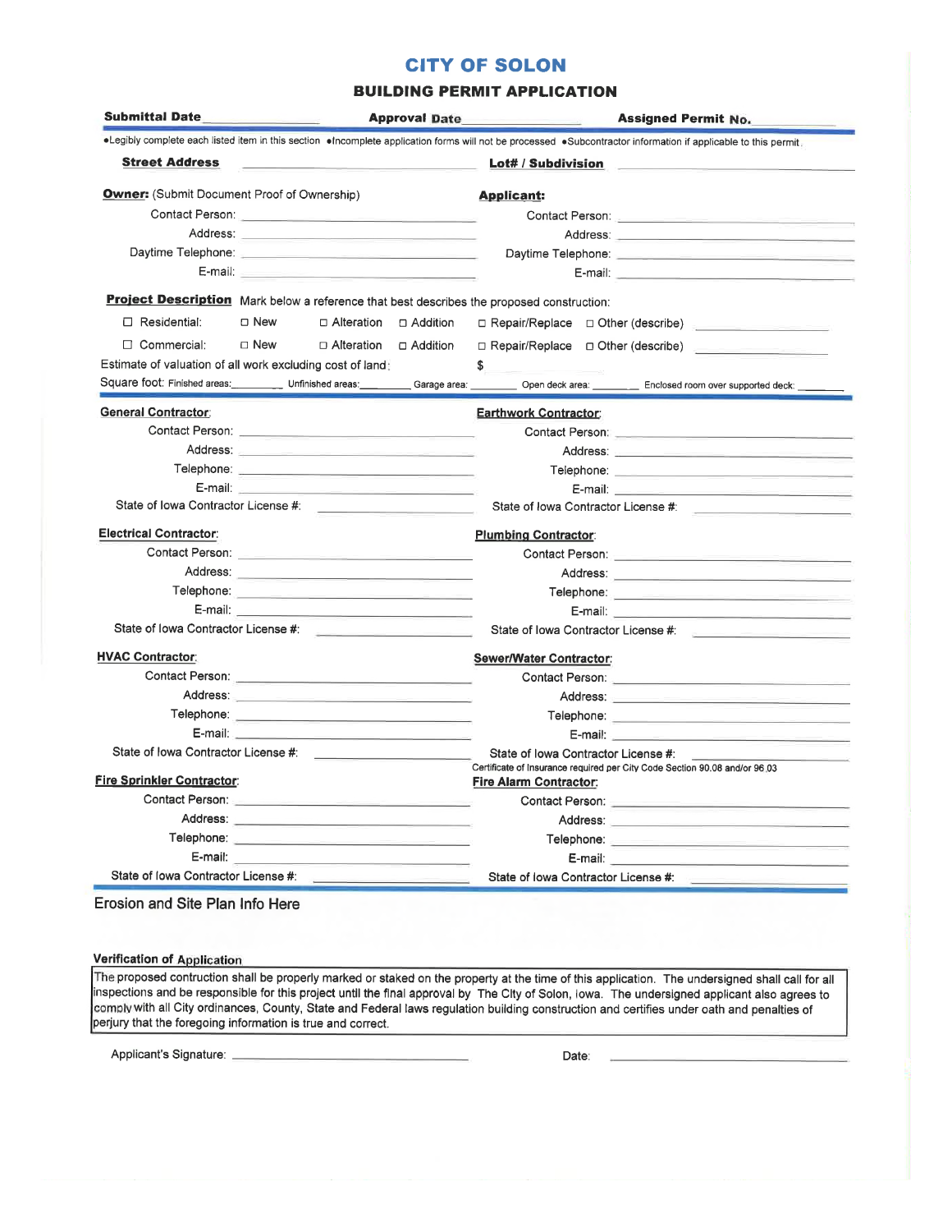# CITY OF SOLON

## BUILDING PERMIT APPLICATION

**Submittal Date** ____________ **Approval Date** ____________ **Assigned Permit No.** ____________

•Legibly complete each listed item in this section •Incomplete application forms will not be processed •Subcontractor information if applicable to this permit.

**Street Address** ____________ **Lot# / Subdivision** ____________

**Owner:** (Submit Document Proof of Ownership)

Contact Person: ____________
Address: ____________
Daytime Telephone: ____________
E-mail: ____________

**Applicant:**

Contact Person: ____________
Address: ____________
Daytime Telephone: ____________
E-mail: ____________

**Project Description** Mark below a reference that best describes the proposed construction:

☐ Residential: ☐ New ☐ Alteration ☐ Addition ☐ Repair/Replace ☐ Other (describe) ____________

☐ Commercial: ☐ New ☐ Alteration ☐ Addition ☐ Repair/Replace ☐ Other (describe) ____________

Estimate of valuation of all work excluding cost of land: $ ____________

Square foot: Finished areas: ______ Unfinished areas: ______ Garage area: ______ Open deck area: ______ Enclosed room over supported deck: ______

**General Contractor:**

Contact Person: ____________
Address: ____________
Telephone: ____________
E-mail: ____________
State of Iowa Contractor License #: ____________

**Earthwork Contractor:**

Contact Person: ____________
Address: ____________
Telephone: ____________
E-mail: ____________
State of Iowa Contractor License #: ____________

**Electrical Contractor:**

Contact Person: ____________
Address: ____________
Telephone: ____________
E-mail: ____________
State of Iowa Contractor License #: ____________

**Plumbing Contractor:**

Contact Person: ____________
Address: ____________
Telephone: ____________
E-mail: ____________
State of Iowa Contractor License #: ____________

**HVAC Contractor:**

Contact Person: ____________
Address: ____________
Telephone: ____________
E-mail: ____________
State of Iowa Contractor License #: ____________

**Sewer/Water Contractor:**

Contact Person: ____________
Address: ____________
Telephone: ____________
E-mail: ____________
State of Iowa Contractor License #: ____________

Certificate of Insurance required per City Code Section 90.08 and/or 96.03

**Fire Sprinkler Contractor:**

Contact Person: ____________
Address: ____________
Telephone: ____________
E-mail: ____________
State of Iowa Contractor License #: ____________

**Fire Alarm Contractor:**

Contact Person: ____________
Address: ____________
Telephone: ____________
E-mail: ____________
State of Iowa Contractor License #: ____________

Erosion and Site Plan Info Here

**Verification of Application**

The proposed contruction shall be properly marked or staked on the property at the time of this application. The undersigned shall call for all inspections and be responsible for this project until the final approval by The City of Solon, Iowa. The undersigned applicant also agrees to comply with all City ordinances, County, State and Federal laws regulation building construction and certifies under oath and penalties of perjury that the foregoing information is true and correct.

Applicant's Signature: ____________ Date: ____________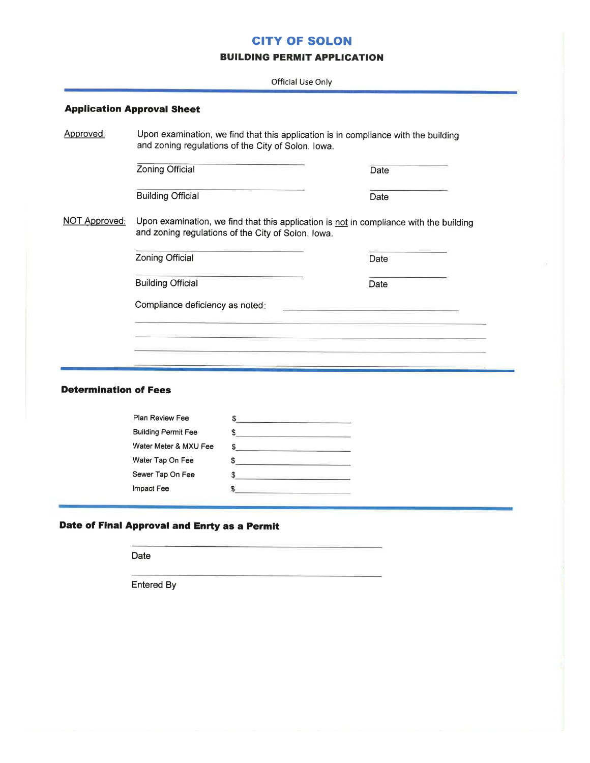# CITY OF SOLON

## BUILDING PERMIT APPLICATION

Official Use Only

### Application Approval Sheet

Approved: Upon examination, we find that this application is in compliance with the building and zoning regulations of the City of Solon, Iowa.

Zoning Official ______________________ Date ____________

Building Official ______________________ Date ____________

NOT Approved: Upon examination, we find that this application is not in compliance with the building and zoning regulations of the City of Solon, Iowa.

Zoning Official ______________________ Date ____________

Building Official ______________________ Date ____________

Compliance deficiency as noted: ______________________

______________________________________________

______________________________________________

______________________________________________

______________________________________________

### Determination of Fees

| | |
|---|---|
| Plan Review Fee | $____________ |
| Building Permit Fee | $____________ |
| Water Meter & MXU Fee | $____________ |
| Water Tap On Fee | $____________ |
| Sewer Tap On Fee | $____________ |
| Impact Fee | $____________ |

### Date of Final Approval and Enrty as a Permit

______________________________
Date

______________________________
Entered By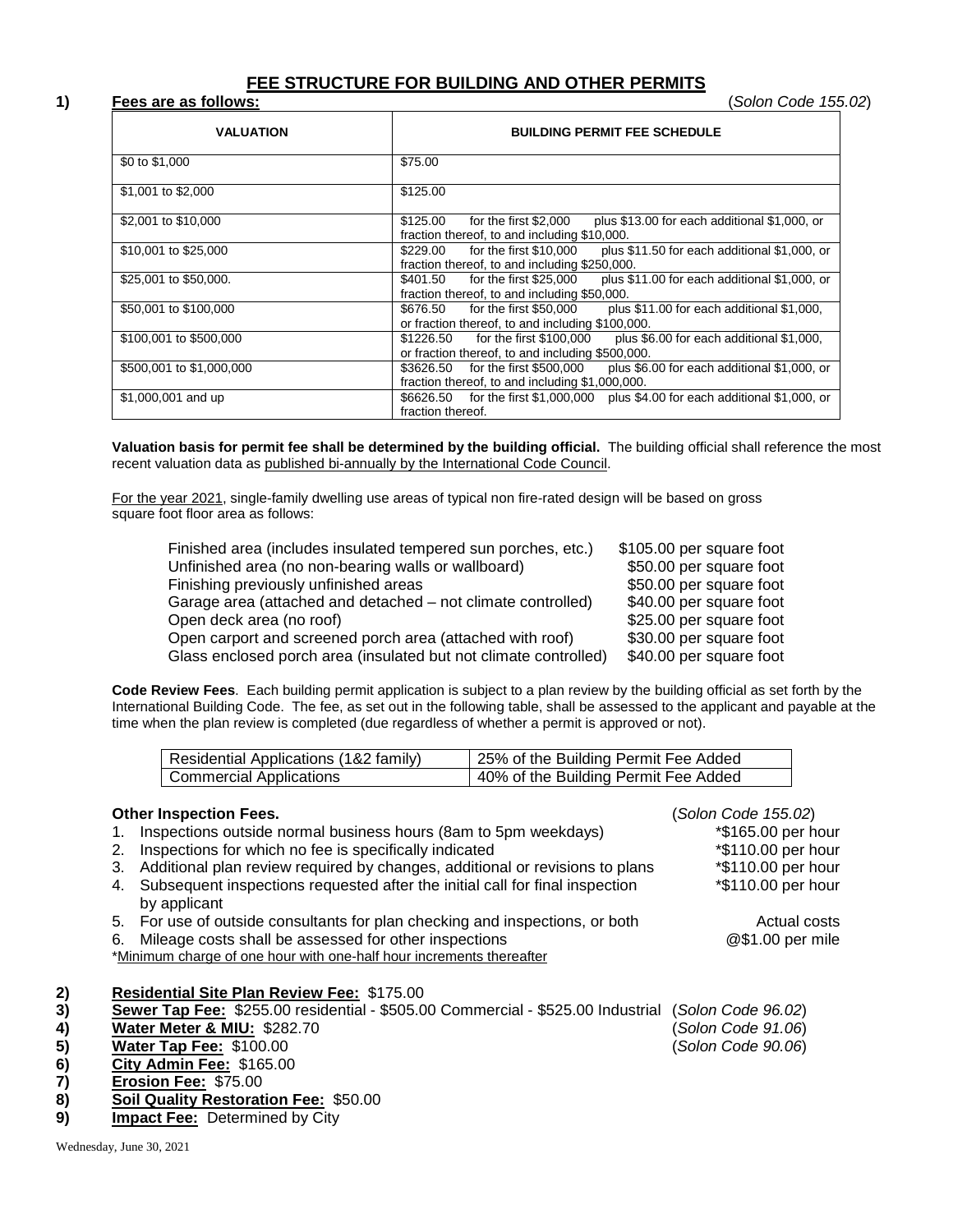# FEE STRUCTURE FOR BUILDING AND OTHER PERMITS

**1) Fees are as follows:** (*Solon Code 155.02*)

| VALUATION | BUILDING PERMIT FEE SCHEDULE |
|---|---|
| $0 to $1,000 | $75.00 |
| $1,001 to $2,000 | $125.00 |
| $2,001 to $10,000 | $125.00 for the first $2,000 plus $13.00 for each additional $1,000, or fraction thereof, to and including $10,000. |
| $10,001 to $25,000 | $229.00 for the first $10,000 plus $11.50 for each additional $1,000, or fraction thereof, to and including $250,000. |
| $25,001 to $50,000. | $401.50 for the first $25,000 plus $11.00 for each additional $1,000, or fraction thereof, to and including $50,000. |
| $50,001 to $100,000 | $676.50 for the first $50,000 plus $11.00 for each additional $1,000, or fraction thereof, to and including $100,000. |
| $100,001 to $500,000 | $1226.50 for the first $100,000 plus $6.00 for each additional $1,000, or fraction thereof, to and including $500,000. |
| $500,001 to $1,000,000 | $3626.50 for the first $500,000 plus $6.00 for each additional $1,000, or fraction thereof, to and including $1,000,000. |
| $1,000,001 and up | $6626.50 for the first $1,000,000 plus $4.00 for each additional $1,000, or fraction thereof. |

**Valuation basis for permit fee shall be determined by the building official.** The building official shall reference the most recent valuation data as published bi-annually by the International Code Council.

For the year 2021, single-family dwelling use areas of typical non fire-rated design will be based on gross square foot floor area as follows:

| | |
|---|---|
| Finished area (includes insulated tempered sun porches, etc.) | $105.00 per square foot |
| Unfinished area (no non-bearing walls or wallboard) | $50.00 per square foot |
| Finishing previously unfinished areas | $50.00 per square foot |
| Garage area (attached and detached – not climate controlled) | $40.00 per square foot |
| Open deck area (no roof) | $25.00 per square foot |
| Open carport and screened porch area (attached with roof) | $30.00 per square foot |
| Glass enclosed porch area (insulated but not climate controlled) | $40.00 per square foot |

**Code Review Fees**. Each building permit application is subject to a plan review by the building official as set forth by the International Building Code. The fee, as set out in the following table, shall be assessed to the applicant and payable at the time when the plan review is completed (due regardless of whether a permit is approved or not).

| | |
|---|---|
| Residential Applications (1&2 family) | 25% of the Building Permit Fee Added |
| Commercial Applications | 40% of the Building Permit Fee Added |

**Other Inspection Fees.** (*Solon Code 155.02*)

1. Inspections outside normal business hours (8am to 5pm weekdays) — *$165.00 per hour
2. Inspections for which no fee is specifically indicated — *$110.00 per hour
3. Additional plan review required by changes, additional or revisions to plans — *$110.00 per hour
4. Subsequent inspections requested after the initial call for final inspection by applicant — *$110.00 per hour
5. For use of outside consultants for plan checking and inspections, or both — Actual costs
6. Mileage costs shall be assessed for other inspections — @$1.00 per mile

*Minimum charge of one hour with one-half hour increments thereafter

**2) Residential Site Plan Review Fee:** $175.00

**3) Sewer Tap Fee:** $255.00 residential - $505.00 Commercial - $525.00 Industrial (*Solon Code 96.02*)

**4) Water Meter & MIU:** $282.70 (*Solon Code 91.06*)

**5) Water Tap Fee:** $100.00 (*Solon Code 90.06*)

**6) City Admin Fee:** $165.00

**7) Erosion Fee:** $75.00

**8) Soil Quality Restoration Fee:** $50.00

**9) Impact Fee:** Determined by City

Wednesday, June 30, 2021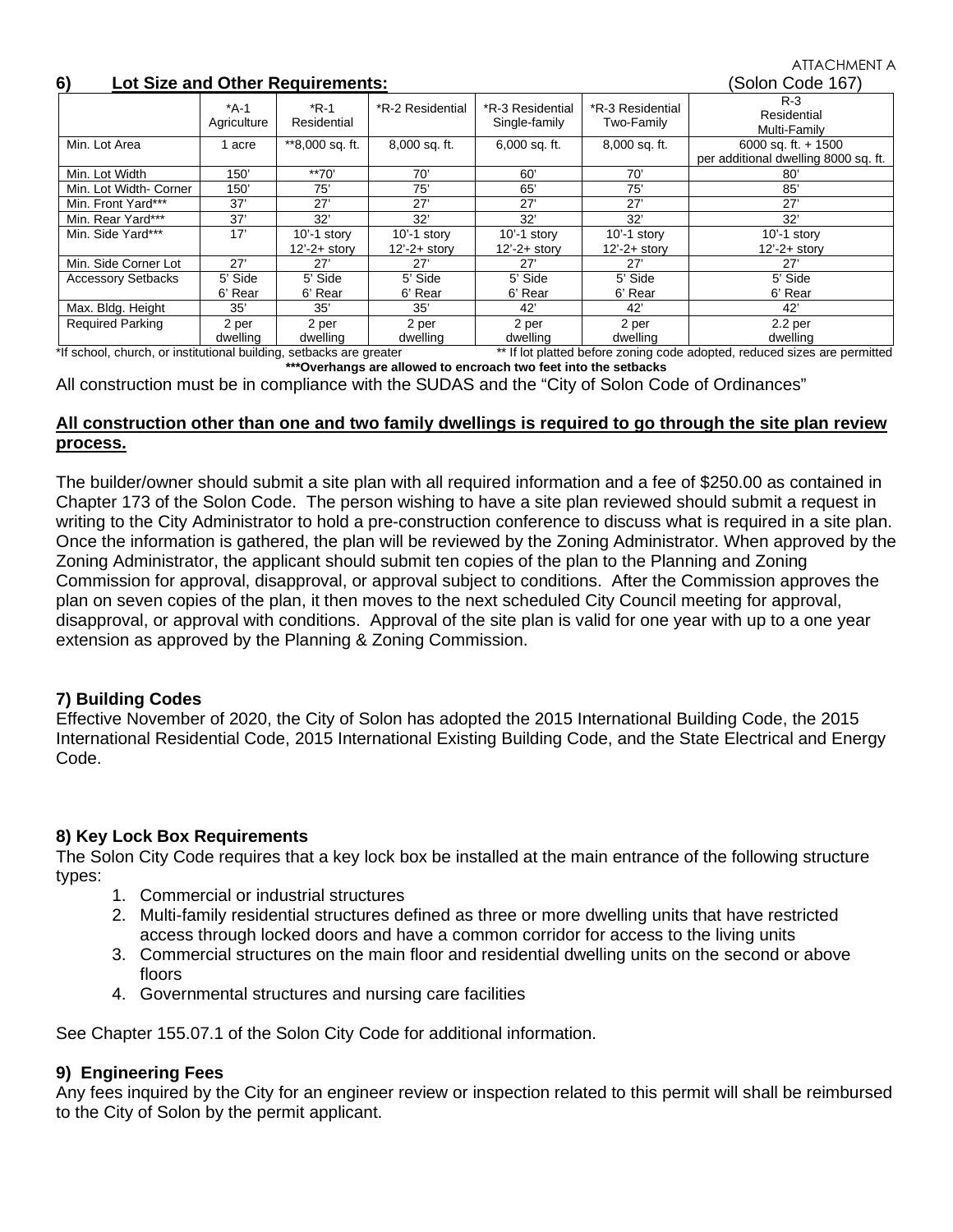ATTACHMENT A

## 6) Lot Size and Other Requirements: (Solon Code 167)

| | *A-1 Agriculture | *R-1 Residential | *R-2 Residential | *R-3 Residential Single-family | *R-3 Residential Two-Family | R-3 Residential Multi-Family |
|---|---|---|---|---|---|---|
| Min. Lot Area | 1 acre | **8,000 sq. ft. | 8,000 sq. ft. | 6,000 sq. ft. | 8,000 sq. ft. | 6000 sq. ft. + 1500 per additional dwelling 8000 sq. ft. |
| Min. Lot Width | 150' | **70' | 70' | 60' | 70' | 80' |
| Min. Lot Width- Corner | 150' | 75' | 75' | 65' | 75' | 85' |
| Min. Front Yard*** | 37' | 27' | 27' | 27' | 27' | 27' |
| Min. Rear Yard*** | 37' | 32' | 32' | 32' | 32' | 32' |
| Min. Side Yard*** | 17' | 10'-1 story 12'-2+ story | 10'-1 story 12'-2+ story | 10'-1 story 12'-2+ story | 10'-1 story 12'-2+ story | 10'-1 story 12'-2+ story |
| Min. Side Corner Lot | 27' | 27' | 27' | 27' | 27' | 27' |
| Accessory Setbacks | 5' Side 6' Rear | 5' Side 6' Rear | 5' Side 6' Rear | 5' Side 6' Rear | 5' Side 6' Rear | 5' Side 6' Rear |
| Max. Bldg. Height | 35' | 35' | 35' | 42' | 42' | 42' |
| Required Parking | 2 per dwelling | 2 per dwelling | 2 per dwelling | 2 per dwelling | 2 per dwelling | 2.2 per dwelling |

*If school, church, or institutional building, setbacks are greater ** If lot platted before zoning code adopted, reduced sizes are permitted

**\*\*\*Overhangs are allowed to encroach two feet into the setbacks**

All construction must be in compliance with the SUDAS and the "City of Solon Code of Ordinances"

**<u>All construction other than one and two family dwellings is required to go through the site plan review process.</u>**

The builder/owner should submit a site plan with all required information and a fee of $250.00 as contained in Chapter 173 of the Solon Code. The person wishing to have a site plan reviewed should submit a request in writing to the City Administrator to hold a pre-construction conference to discuss what is required in a site plan. Once the information is gathered, the plan will be reviewed by the Zoning Administrator. When approved by the Zoning Administrator, the applicant should submit ten copies of the plan to the Planning and Zoning Commission for approval, disapproval, or approval subject to conditions. After the Commission approves the plan on seven copies of the plan, it then moves to the next scheduled City Council meeting for approval, disapproval, or approval with conditions. Approval of the site plan is valid for one year with up to a one year extension as approved by the Planning & Zoning Commission.

## 7) Building Codes

Effective November of 2020, the City of Solon has adopted the 2015 International Building Code, the 2015 International Residential Code, 2015 International Existing Building Code, and the State Electrical and Energy Code.

## 8) Key Lock Box Requirements

The Solon City Code requires that a key lock box be installed at the main entrance of the following structure types:

1. Commercial or industrial structures
2. Multi-family residential structures defined as three or more dwelling units that have restricted access through locked doors and have a common corridor for access to the living units
3. Commercial structures on the main floor and residential dwelling units on the second or above floors
4. Governmental structures and nursing care facilities

See Chapter 155.07.1 of the Solon City Code for additional information.

## 9) Engineering Fees

Any fees inquired by the City for an engineer review or inspection related to this permit will shall be reimbursed to the City of Solon by the permit applicant.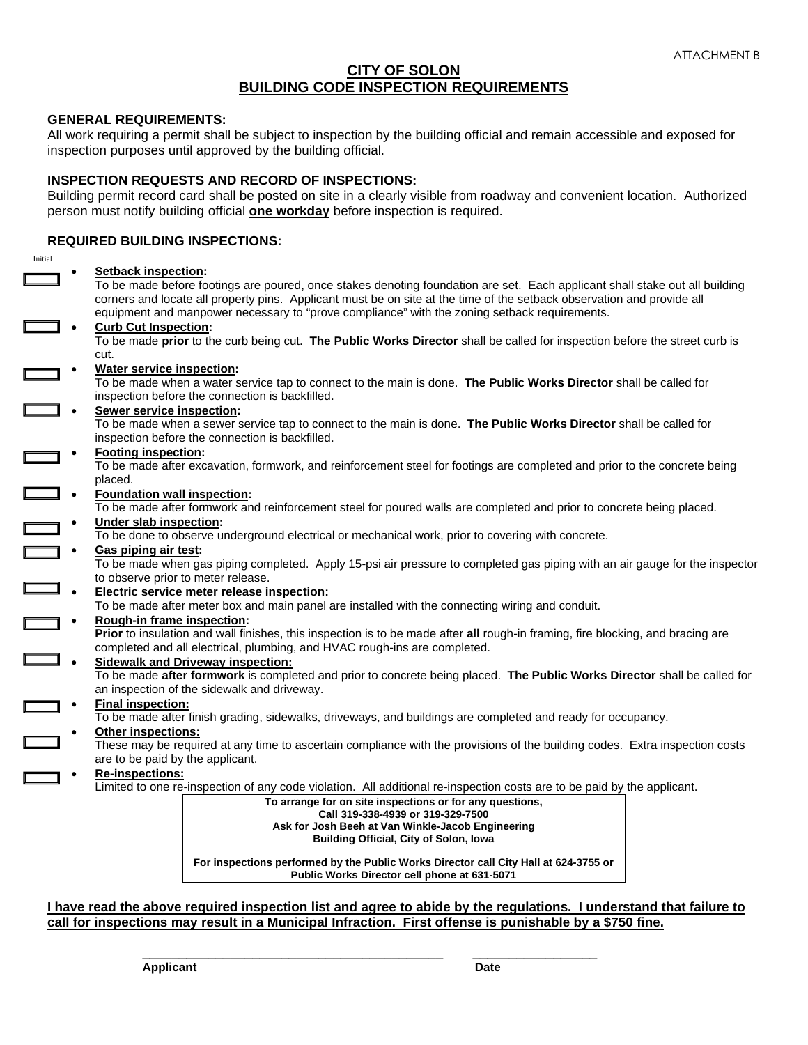ATTACHMENT B

# CITY OF SOLON
# BUILDING CODE INSPECTION REQUIREMENTS

**GENERAL REQUIREMENTS:**
All work requiring a permit shall be subject to inspection by the building official and remain accessible and exposed for inspection purposes until approved by the building official.

**INSPECTION REQUESTS AND RECORD OF INSPECTIONS:**
Building permit record card shall be posted on site in a clearly visible from roadway and convenient location. Authorized person must notify building official **one workday** before inspection is required.

**REQUIRED BUILDING INSPECTIONS:**

Initial

- ☐ **Setback inspection:**
  To be made before footings are poured, once stakes denoting foundation are set. Each applicant shall stake out all building corners and locate all property pins. Applicant must be on site at the time of the setback observation and provide all equipment and manpower necessary to "prove compliance" with the zoning setback requirements.
- ☐ **Curb Cut Inspection:**
  To be made **prior** to the curb being cut. **The Public Works Director** shall be called for inspection before the street curb is cut.
- ☐ **Water service inspection:**
  To be made when a water service tap to connect to the main is done. **The Public Works Director** shall be called for inspection before the connection is backfilled.
- ☐ **Sewer service inspection:**
  To be made when a sewer service tap to connect to the main is done. **The Public Works Director** shall be called for inspection before the connection is backfilled.
- ☐ **Footing inspection:**
  To be made after excavation, formwork, and reinforcement steel for footings are completed and prior to the concrete being placed.
- ☐ **Foundation wall inspection:**
  To be made after formwork and reinforcement steel for poured walls are completed and prior to concrete being placed.
- ☐ **Under slab inspection:**
  To be done to observe underground electrical or mechanical work, prior to covering with concrete.
- ☐ **Gas piping air test:**
  To be made when gas piping completed. Apply 15-psi air pressure to completed gas piping with an air gauge for the inspector to observe prior to meter release.
- ☐ **Electric service meter release inspection:**
  To be made after meter box and main panel are installed with the connecting wiring and conduit.
- ☐ **Rough-in frame inspection:**
  **Prior** to insulation and wall finishes, this inspection is to be made after **all** rough-in framing, fire blocking, and bracing are completed and all electrical, plumbing, and HVAC rough-ins are completed.
- ☐ **Sidewalk and Driveway inspection:**
  To be made **after formwork** is completed and prior to concrete being placed. **The Public Works Director** shall be called for an inspection of the sidewalk and driveway.
- ☐ **Final inspection:**
  To be made after finish grading, sidewalks, driveways, and buildings are completed and ready for occupancy.
- ☐ **Other inspections:**
  These may be required at any time to ascertain compliance with the provisions of the building codes. Extra inspection costs are to be paid by the applicant.
- ☐ **Re-inspections:**
  Limited to one re-inspection of any code violation. All additional re-inspection costs are to be paid by the applicant.

**To arrange for on site inspections or for any questions,**
**Call 319-338-4939 or 319-329-7500**
**Ask for Josh Beeh at Van Winkle-Jacob Engineering**
**Building Official, City of Solon, Iowa**

**For inspections performed by the Public Works Director call City Hall at 624-3755 or Public Works Director cell phone at 631-5071**

**I have read the above required inspection list and agree to abide by the regulations. I understand that failure to call for inspections may result in a Municipal Infraction. First offense is punishable by a $750 fine.**

\_\_\_\_\_\_\_\_\_\_\_\_\_\_\_\_\_\_\_\_\_\_\_\_\_\_\_\_\_\_\_\_\_\_\_\_\_\_\_\_ \_\_\_\_\_\_\_\_\_\_\_\_\_\_\_\_\_\_\_\_
**Applicant** **Date**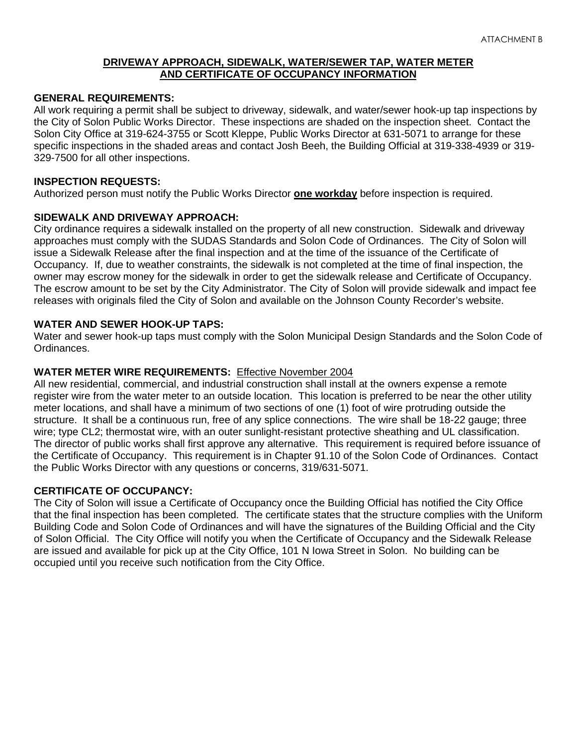ATTACHMENT B

## DRIVEWAY APPROACH, SIDEWALK, WATER/SEWER TAP, WATER METER AND CERTIFICATE OF OCCUPANCY INFORMATION

**GENERAL REQUIREMENTS:**
All work requiring a permit shall be subject to driveway, sidewalk, and water/sewer hook-up tap inspections by the City of Solon Public Works Director. These inspections are shaded on the inspection sheet. Contact the Solon City Office at 319-624-3755 or Scott Kleppe, Public Works Director at 631-5071 to arrange for these specific inspections in the shaded areas and contact Josh Beeh, the Building Official at 319-338-4939 or 319-329-7500 for all other inspections.

**INSPECTION REQUESTS:**
Authorized person must notify the Public Works Director **one workday** before inspection is required.

**SIDEWALK AND DRIVEWAY APPROACH:**
City ordinance requires a sidewalk installed on the property of all new construction. Sidewalk and driveway approaches must comply with the SUDAS Standards and Solon Code of Ordinances. The City of Solon will issue a Sidewalk Release after the final inspection and at the time of the issuance of the Certificate of Occupancy. If, due to weather constraints, the sidewalk is not completed at the time of final inspection, the owner may escrow money for the sidewalk in order to get the sidewalk release and Certificate of Occupancy. The escrow amount to be set by the City Administrator. The City of Solon will provide sidewalk and impact fee releases with originals filed the City of Solon and available on the Johnson County Recorder's website.

**WATER AND SEWER HOOK-UP TAPS:**
Water and sewer hook-up taps must comply with the Solon Municipal Design Standards and the Solon Code of Ordinances.

**WATER METER WIRE REQUIREMENTS:** Effective November 2004
All new residential, commercial, and industrial construction shall install at the owners expense a remote register wire from the water meter to an outside location. This location is preferred to be near the other utility meter locations, and shall have a minimum of two sections of one (1) foot of wire protruding outside the structure. It shall be a continuous run, free of any splice connections. The wire shall be 18-22 gauge; three wire; type CL2; thermostat wire, with an outer sunlight-resistant protective sheathing and UL classification. The director of public works shall first approve any alternative. This requirement is required before issuance of the Certificate of Occupancy. This requirement is in Chapter 91.10 of the Solon Code of Ordinances. Contact the Public Works Director with any questions or concerns, 319/631-5071.

**CERTIFICATE OF OCCUPANCY:**
The City of Solon will issue a Certificate of Occupancy once the Building Official has notified the City Office that the final inspection has been completed. The certificate states that the structure complies with the Uniform Building Code and Solon Code of Ordinances and will have the signatures of the Building Official and the City of Solon Official. The City Office will notify you when the Certificate of Occupancy and the Sidewalk Release are issued and available for pick up at the City Office, 101 N Iowa Street in Solon. No building can be occupied until you receive such notification from the City Office.